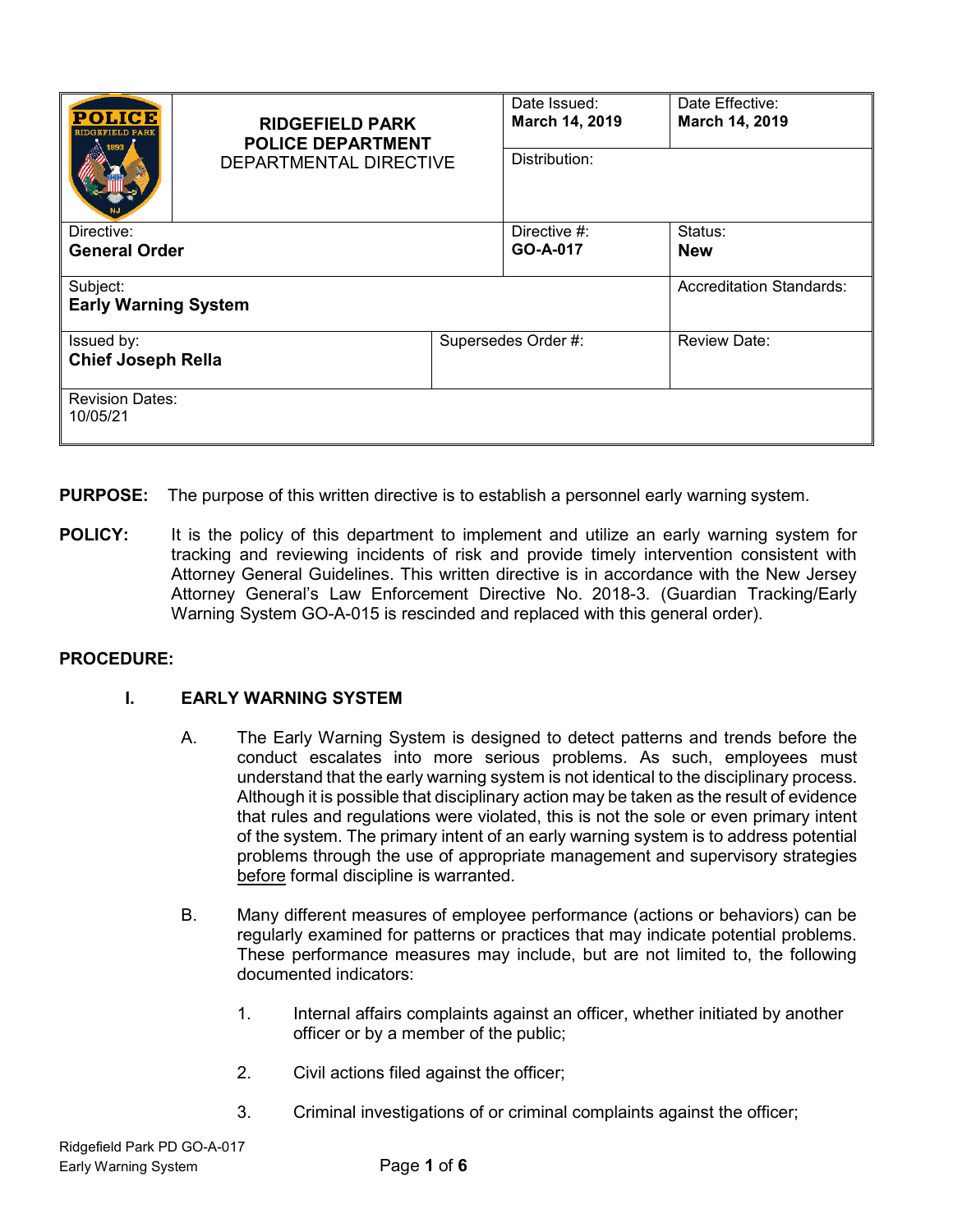| RIDGEFIELD PARK POLICE DEPARTMENT DEPARTMENTAL DIRECTIVE | | Date Issued: **March 14, 2019** | Date Effective: **March 14, 2019** |
|---|---|---|---|
| | | Distribution: | |
| Directive: **General Order** | | Directive #: **GO-A-017** | Status: **New** |
| Subject: **Early Warning System** | | | Accreditation Standards: |
| Issued by: **Chief Joseph Rella** | Supersedes Order #: | | Review Date: |
| Revision Dates: 10/05/21 | | | |

**PURPOSE:** The purpose of this written directive is to establish a personnel early warning system.

**POLICY:** It is the policy of this department to implement and utilize an early warning system for tracking and reviewing incidents of risk and provide timely intervention consistent with Attorney General Guidelines. This written directive is in accordance with the New Jersey Attorney General's Law Enforcement Directive No. 2018-3. (Guardian Tracking/Early Warning System GO-A-015 is rescinded and replaced with this general order).

**PROCEDURE:**

## I. EARLY WARNING SYSTEM

A. The Early Warning System is designed to detect patterns and trends before the conduct escalates into more serious problems. As such, employees must understand that the early warning system is not identical to the disciplinary process. Although it is possible that disciplinary action may be taken as the result of evidence that rules and regulations were violated, this is not the sole or even primary intent of the system. The primary intent of an early warning system is to address potential problems through the use of appropriate management and supervisory strategies before formal discipline is warranted.

B. Many different measures of employee performance (actions or behaviors) can be regularly examined for patterns or practices that may indicate potential problems. These performance measures may include, but are not limited to, the following documented indicators:

1. Internal affairs complaints against an officer, whether initiated by another officer or by a member of the public;

2. Civil actions filed against the officer;

3. Criminal investigations of or criminal complaints against the officer;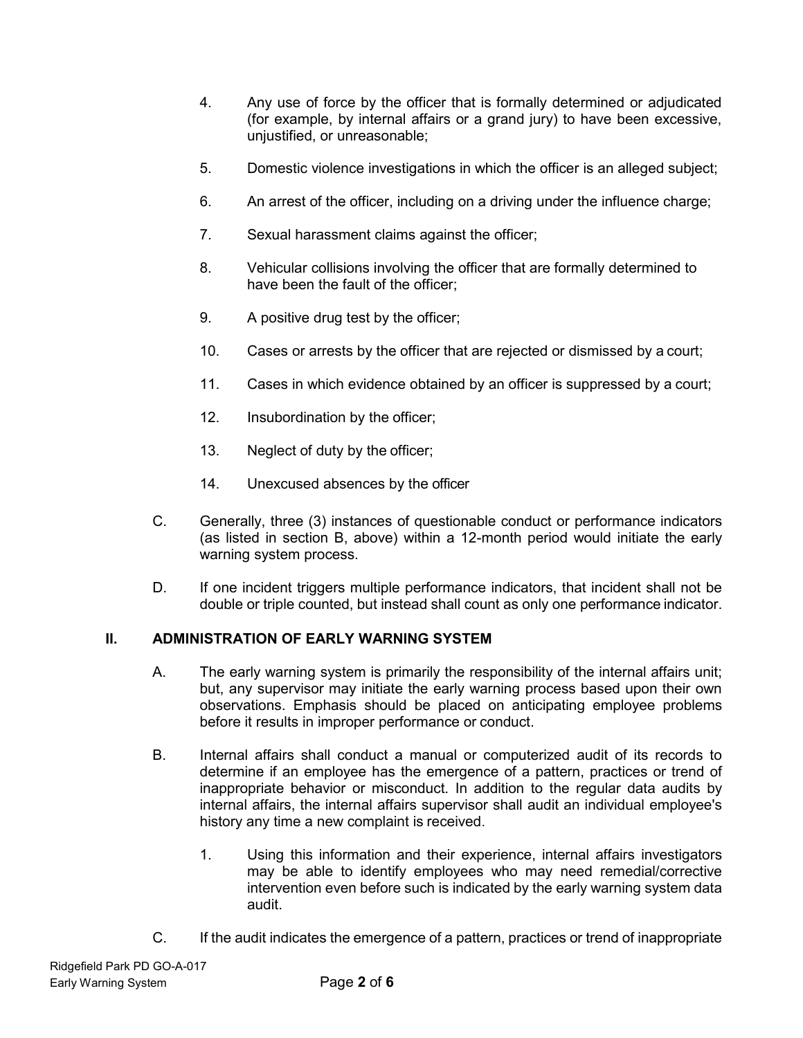4. Any use of force by the officer that is formally determined or adjudicated (for example, by internal affairs or a grand jury) to have been excessive, unjustified, or unreasonable;

5. Domestic violence investigations in which the officer is an alleged subject;

6. An arrest of the officer, including on a driving under the influence charge;

7. Sexual harassment claims against the officer;

8. Vehicular collisions involving the officer that are formally determined to have been the fault of the officer;

9. A positive drug test by the officer;

10. Cases or arrests by the officer that are rejected or dismissed by a court;

11. Cases in which evidence obtained by an officer is suppressed by a court;

12. Insubordination by the officer;

13. Neglect of duty by the officer;

14. Unexcused absences by the officer

C. Generally, three (3) instances of questionable conduct or performance indicators (as listed in section B, above) within a 12-month period would initiate the early warning system process.

D. If one incident triggers multiple performance indicators, that incident shall not be double or triple counted, but instead shall count as only one performance indicator.

## II. ADMINISTRATION OF EARLY WARNING SYSTEM

A. The early warning system is primarily the responsibility of the internal affairs unit; but, any supervisor may initiate the early warning process based upon their own observations. Emphasis should be placed on anticipating employee problems before it results in improper performance or conduct.

B. Internal affairs shall conduct a manual or computerized audit of its records to determine if an employee has the emergence of a pattern, practices or trend of inappropriate behavior or misconduct. In addition to the regular data audits by internal affairs, the internal affairs supervisor shall audit an individual employee's history any time a new complaint is received.

   1. Using this information and their experience, internal affairs investigators may be able to identify employees who may need remedial/corrective intervention even before such is indicated by the early warning system data audit.

C. If the audit indicates the emergence of a pattern, practices or trend of inappropriate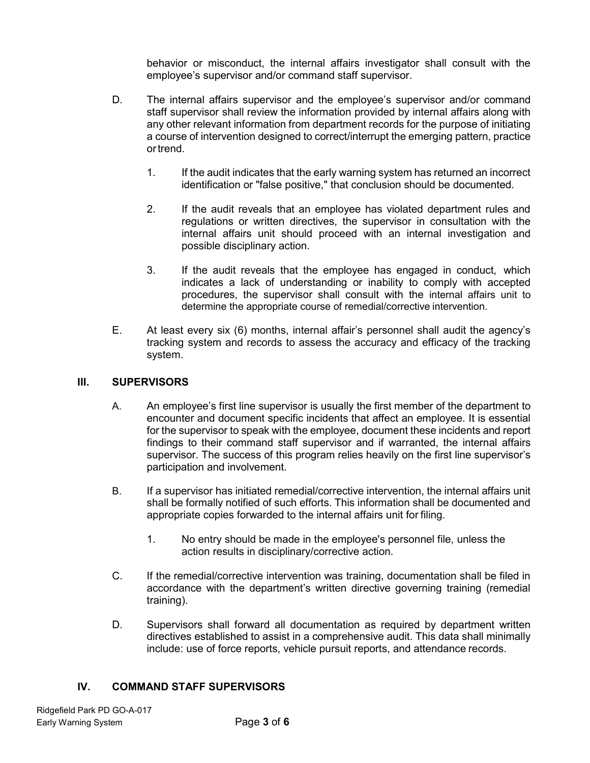behavior or misconduct, the internal affairs investigator shall consult with the employee's supervisor and/or command staff supervisor.

D. The internal affairs supervisor and the employee's supervisor and/or command staff supervisor shall review the information provided by internal affairs along with any other relevant information from department records for the purpose of initiating a course of intervention designed to correct/interrupt the emerging pattern, practice or trend.

   1. If the audit indicates that the early warning system has returned an incorrect identification or "false positive," that conclusion should be documented.

   2. If the audit reveals that an employee has violated department rules and regulations or written directives, the supervisor in consultation with the internal affairs unit should proceed with an internal investigation and possible disciplinary action.

   3. If the audit reveals that the employee has engaged in conduct, which indicates a lack of understanding or inability to comply with accepted procedures, the supervisor shall consult with the internal affairs unit to determine the appropriate course of remedial/corrective intervention.

E. At least every six (6) months, internal affair's personnel shall audit the agency's tracking system and records to assess the accuracy and efficacy of the tracking system.

## III. SUPERVISORS

A. An employee's first line supervisor is usually the first member of the department to encounter and document specific incidents that affect an employee. It is essential for the supervisor to speak with the employee, document these incidents and report findings to their command staff supervisor and if warranted, the internal affairs supervisor. The success of this program relies heavily on the first line supervisor's participation and involvement.

B. If a supervisor has initiated remedial/corrective intervention, the internal affairs unit shall be formally notified of such efforts. This information shall be documented and appropriate copies forwarded to the internal affairs unit for filing.

   1. No entry should be made in the employee's personnel file, unless the action results in disciplinary/corrective action.

C. If the remedial/corrective intervention was training, documentation shall be filed in accordance with the department's written directive governing training (remedial training).

D. Supervisors shall forward all documentation as required by department written directives established to assist in a comprehensive audit. This data shall minimally include: use of force reports, vehicle pursuit reports, and attendance records.

## IV. COMMAND STAFF SUPERVISORS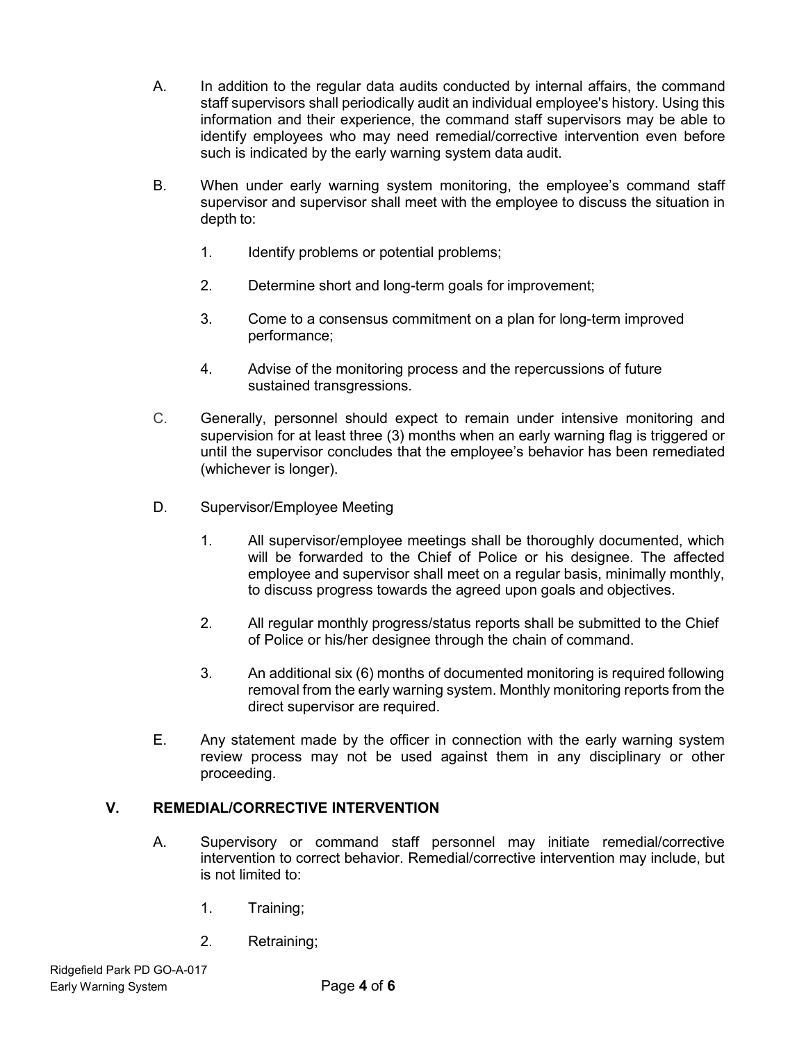A. In addition to the regular data audits conducted by internal affairs, the command staff supervisors shall periodically audit an individual employee's history. Using this information and their experience, the command staff supervisors may be able to identify employees who may need remedial/corrective intervention even before such is indicated by the early warning system data audit.

B. When under early warning system monitoring, the employee's command staff supervisor and supervisor shall meet with the employee to discuss the situation in depth to:

1. Identify problems or potential problems;

2. Determine short and long-term goals for improvement;

3. Come to a consensus commitment on a plan for long-term improved performance;

4. Advise of the monitoring process and the repercussions of future sustained transgressions.

C. Generally, personnel should expect to remain under intensive monitoring and supervision for at least three (3) months when an early warning flag is triggered or until the supervisor concludes that the employee's behavior has been remediated (whichever is longer).

D. Supervisor/Employee Meeting

1. All supervisor/employee meetings shall be thoroughly documented, which will be forwarded to the Chief of Police or his designee. The affected employee and supervisor shall meet on a regular basis, minimally monthly, to discuss progress towards the agreed upon goals and objectives.

2. All regular monthly progress/status reports shall be submitted to the Chief of Police or his/her designee through the chain of command.

3. An additional six (6) months of documented monitoring is required following removal from the early warning system. Monthly monitoring reports from the direct supervisor are required.

E. Any statement made by the officer in connection with the early warning system review process may not be used against them in any disciplinary or other proceeding.

## V. REMEDIAL/CORRECTIVE INTERVENTION

A. Supervisory or command staff personnel may initiate remedial/corrective intervention to correct behavior. Remedial/corrective intervention may include, but is not limited to:

1. Training;

2. Retraining;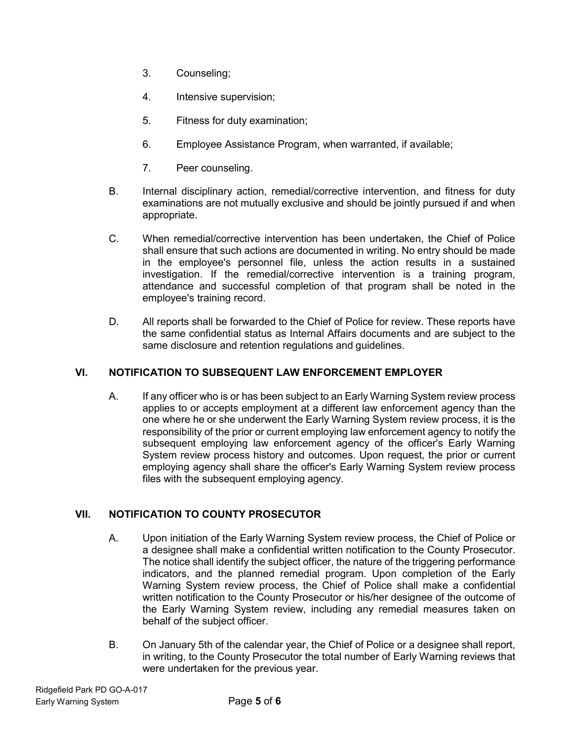3. Counseling;

4. Intensive supervision;

5. Fitness for duty examination;

6. Employee Assistance Program, when warranted, if available;

7. Peer counseling.

B. Internal disciplinary action, remedial/corrective intervention, and fitness for duty examinations are not mutually exclusive and should be jointly pursued if and when appropriate.

C. When remedial/corrective intervention has been undertaken, the Chief of Police shall ensure that such actions are documented in writing. No entry should be made in the employee's personnel file, unless the action results in a sustained investigation. If the remedial/corrective intervention is a training program, attendance and successful completion of that program shall be noted in the employee's training record.

D. All reports shall be forwarded to the Chief of Police for review. These reports have the same confidential status as Internal Affairs documents and are subject to the same disclosure and retention regulations and guidelines.

## VI. NOTIFICATION TO SUBSEQUENT LAW ENFORCEMENT EMPLOYER

A. If any officer who is or has been subject to an Early Warning System review process applies to or accepts employment at a different law enforcement agency than the one where he or she underwent the Early Warning System review process, it is the responsibility of the prior or current employing law enforcement agency to notify the subsequent employing law enforcement agency of the officer's Early Warning System review process history and outcomes. Upon request, the prior or current employing agency shall share the officer's Early Warning System review process files with the subsequent employing agency.

## VII. NOTIFICATION TO COUNTY PROSECUTOR

A. Upon initiation of the Early Warning System review process, the Chief of Police or a designee shall make a confidential written notification to the County Prosecutor. The notice shall identify the subject officer, the nature of the triggering performance indicators, and the planned remedial program. Upon completion of the Early Warning System review process, the Chief of Police shall make a confidential written notification to the County Prosecutor or his/her designee of the outcome of the Early Warning System review, including any remedial measures taken on behalf of the subject officer.

B. On January 5th of the calendar year, the Chief of Police or a designee shall report, in writing, to the County Prosecutor the total number of Early Warning reviews that were undertaken for the previous year.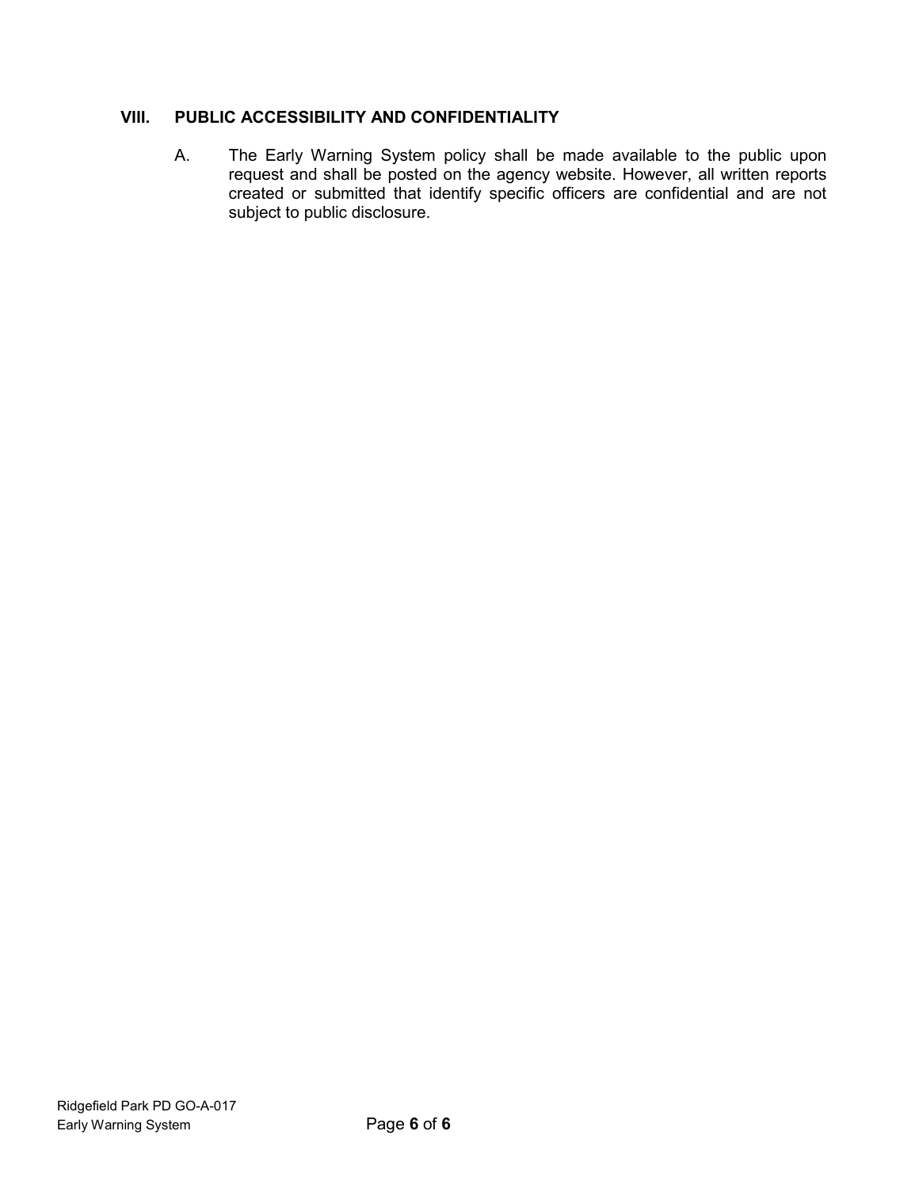## VIII. PUBLIC ACCESSIBILITY AND CONFIDENTIALITY

A. The Early Warning System policy shall be made available to the public upon request and shall be posted on the agency website. However, all written reports created or submitted that identify specific officers are confidential and are not subject to public disclosure.